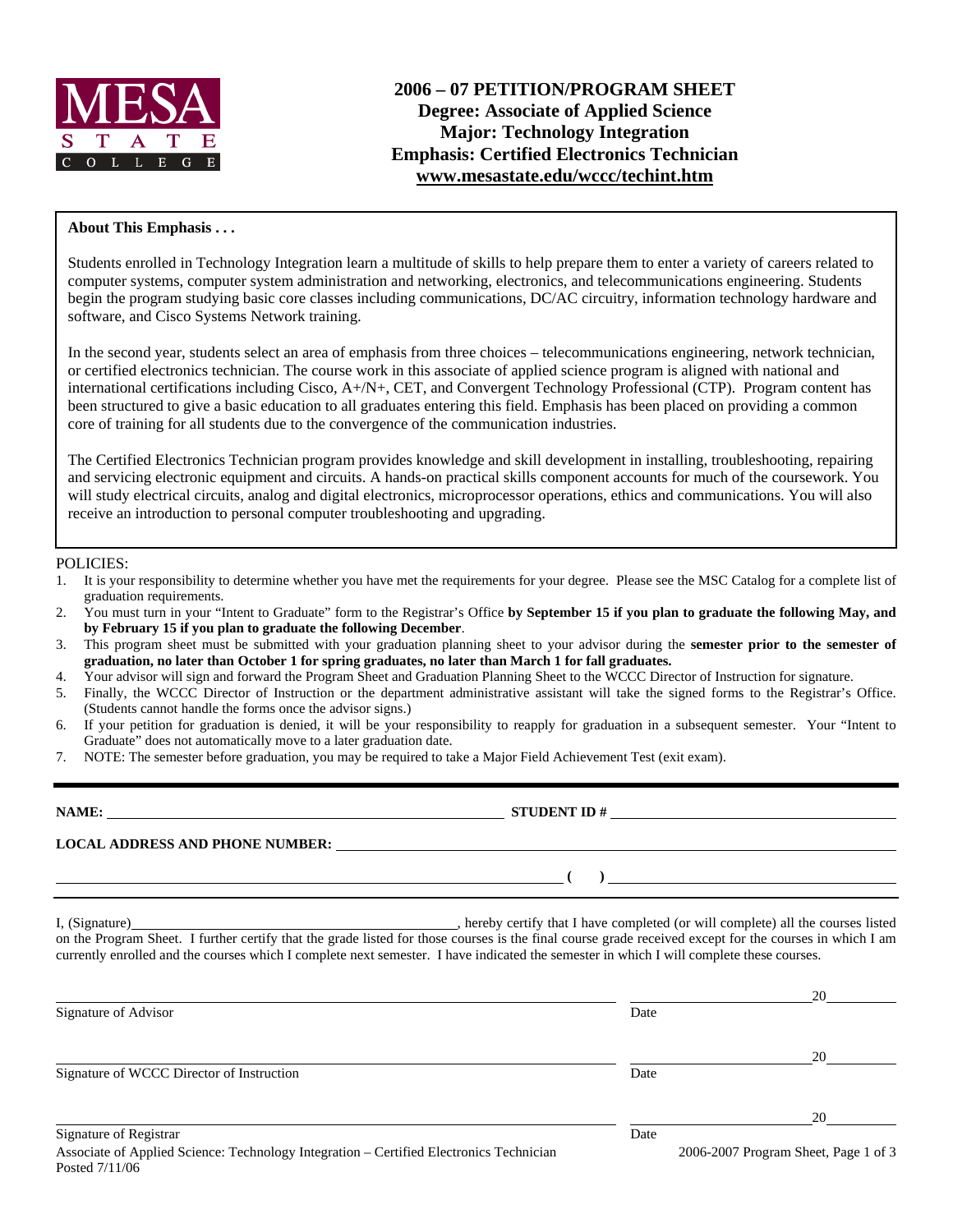MESA STATE COLLEGE

# 2006 – 07 PETITION/PROGRAM SHEET
## Degree: Associate of Applied Science
## Major: Technology Integration
## Emphasis: Certified Electronics Technician
## www.mesastate.edu/wccc/techint.htm

**About This Emphasis . . .**

Students enrolled in Technology Integration learn a multitude of skills to help prepare them to enter a variety of careers related to computer systems, computer system administration and networking, electronics, and telecommunications engineering. Students begin the program studying basic core classes including communications, DC/AC circuitry, information technology hardware and software, and Cisco Systems Network training.

In the second year, students select an area of emphasis from three choices – telecommunications engineering, network technician, or certified electronics technician. The course work in this associate of applied science program is aligned with national and international certifications including Cisco, A+/N+, CET, and Convergent Technology Professional (CTP). Program content has been structured to give a basic education to all graduates entering this field. Emphasis has been placed on providing a common core of training for all students due to the convergence of the communication industries.

The Certified Electronics Technician program provides knowledge and skill development in installing, troubleshooting, repairing and servicing electronic equipment and circuits. A hands-on practical skills component accounts for much of the coursework. You will study electrical circuits, analog and digital electronics, microprocessor operations, ethics and communications. You will also receive an introduction to personal computer troubleshooting and upgrading.

POLICIES:

1. It is your responsibility to determine whether you have met the requirements for your degree. Please see the MSC Catalog for a complete list of graduation requirements.
2. You must turn in your "Intent to Graduate" form to the Registrar's Office **by September 15 if you plan to graduate the following May, and by February 15 if you plan to graduate the following December**.
3. This program sheet must be submitted with your graduation planning sheet to your advisor during the **semester prior to the semester of graduation, no later than October 1 for spring graduates, no later than March 1 for fall graduates.**
4. Your advisor will sign and forward the Program Sheet and Graduation Planning Sheet to the WCCC Director of Instruction for signature.
5. Finally, the WCCC Director of Instruction or the department administrative assistant will take the signed forms to the Registrar's Office. (Students cannot handle the forms once the advisor signs.)
6. If your petition for graduation is denied, it will be your responsibility to reapply for graduation in a subsequent semester. Your "Intent to Graduate" does not automatically move to a later graduation date.
7. NOTE: The semester before graduation, you may be required to take a Major Field Achievement Test (exit exam).

---

**NAME:** ______________________________ **STUDENT ID #** ______________________________

**LOCAL ADDRESS AND PHONE NUMBER:** ______________________________

______________________________ **( )** ______________________________

I, (Signature)______________________________, hereby certify that I have completed (or will complete) all the courses listed on the Program Sheet. I further certify that the grade listed for those courses is the final course grade received except for the courses in which I am currently enrolled and the courses which I complete next semester. I have indicated the semester in which I will complete these courses.

______________________________ ______________ 20______
Signature of Advisor Date

______________________________ ______________ 20______
Signature of WCCC Director of Instruction Date

______________________________ ______________ 20______
Signature of Registrar Date

Associate of Applied Science: Technology Integration – Certified Electronics Technician
Posted 7/11/06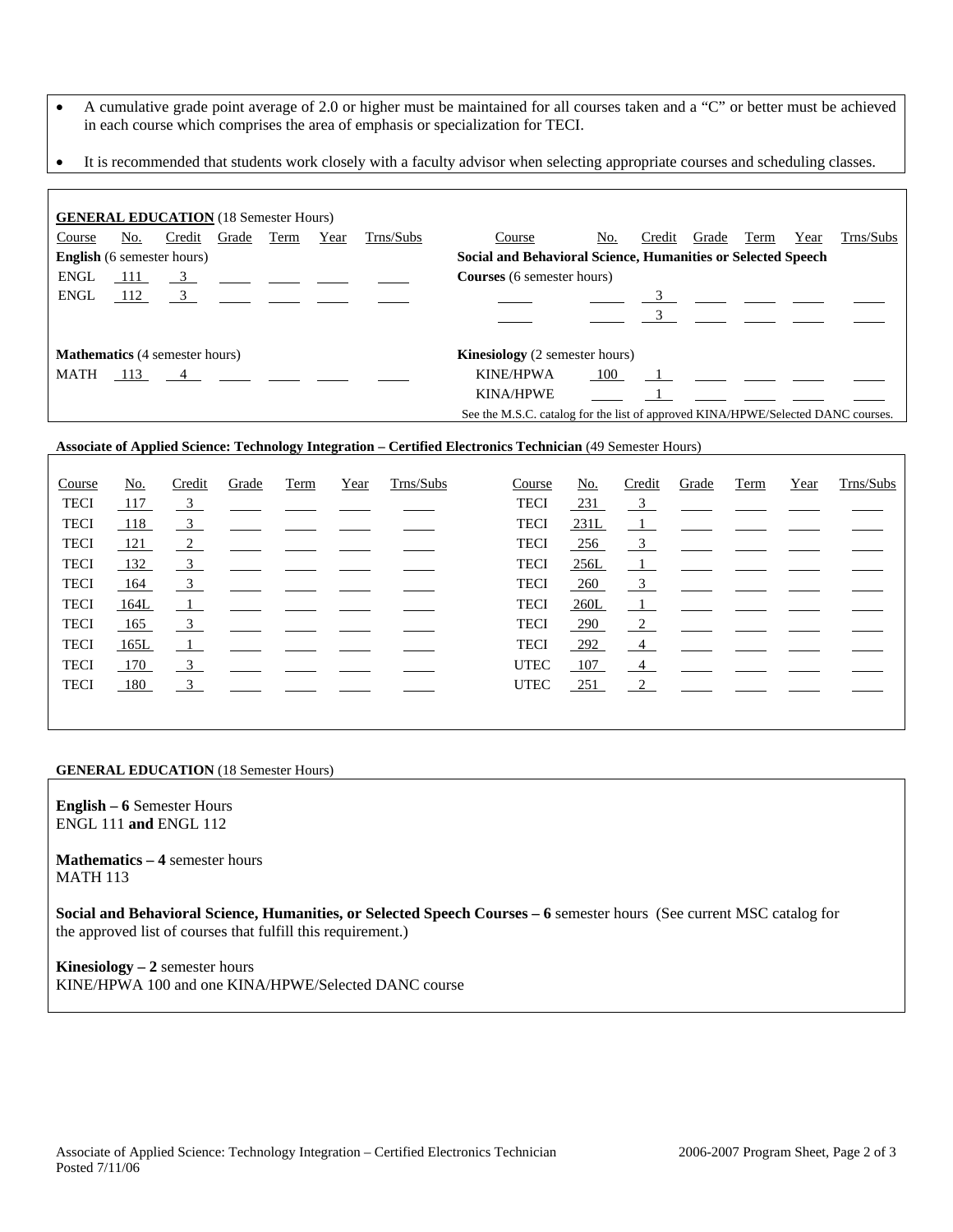- A cumulative grade point average of 2.0 or higher must be maintained for all courses taken and a "C" or better must be achieved in each course which comprises the area of emphasis or specialization for TECI.
- It is recommended that students work closely with a faculty advisor when selecting appropriate courses and scheduling classes.

**GENERAL EDUCATION** (18 Semester Hours)

| Course | No. | Credit | Grade | Term | Year | Trns/Subs |
|---|---|---|---|---|---|---|
| **English** (6 semester hours) | | | | | | |
| ENGL | 111 | 3 | | | | |
| ENGL | 112 | 3 | | | | |
| **Mathematics** (4 semester hours) | | | | | | |
| MATH | 113 | 4 | | | | |

| Course | No. | Credit | Grade | Term | Year | Trns/Subs |
|---|---|---|---|---|---|---|
| **Social and Behavioral Science, Humanities or Selected Speech Courses** (6 semester hours) | | | | | | |
| | | 3 | | | | |
| | | 3 | | | | |
| **Kinesiology** (2 semester hours) | | | | | | |
| KINE/HPWA | 100 | 1 | | | | |
| KINA/HPWE | | 1 | | | | |

See the M.S.C. catalog for the list of approved KINA/HPWE/Selected DANC courses.

**Associate of Applied Science: Technology Integration – Certified Electronics Technician** (49 Semester Hours)

| Course | No. | Credit | Grade | Term | Year | Trns/Subs |
|---|---|---|---|---|---|---|
| TECI | 117 | 3 | | | | |
| TECI | 118 | 3 | | | | |
| TECI | 121 | 2 | | | | |
| TECI | 132 | 3 | | | | |
| TECI | 164 | 3 | | | | |
| TECI | 164L | 1 | | | | |
| TECI | 165 | 3 | | | | |
| TECI | 165L | 1 | | | | |
| TECI | 170 | 3 | | | | |
| TECI | 180 | 3 | | | | |
| TECI | 231 | 3 | | | | |
| TECI | 231L | 1 | | | | |
| TECI | 256 | 3 | | | | |
| TECI | 256L | 1 | | | | |
| TECI | 260 | 3 | | | | |
| TECI | 260L | 1 | | | | |
| TECI | 290 | 2 | | | | |
| TECI | 292 | 4 | | | | |
| UTEC | 107 | 4 | | | | |
| UTEC | 251 | 2 | | | | |

**GENERAL EDUCATION** (18 Semester Hours)

**English – 6** Semester Hours
ENGL 111 **and** ENGL 112

**Mathematics – 4** semester hours
MATH 113

**Social and Behavioral Science, Humanities, or Selected Speech Courses – 6** semester hours (See current MSC catalog for the approved list of courses that fulfill this requirement.)

**Kinesiology – 2** semester hours
KINE/HPWA 100 and one KINA/HPWE/Selected DANC course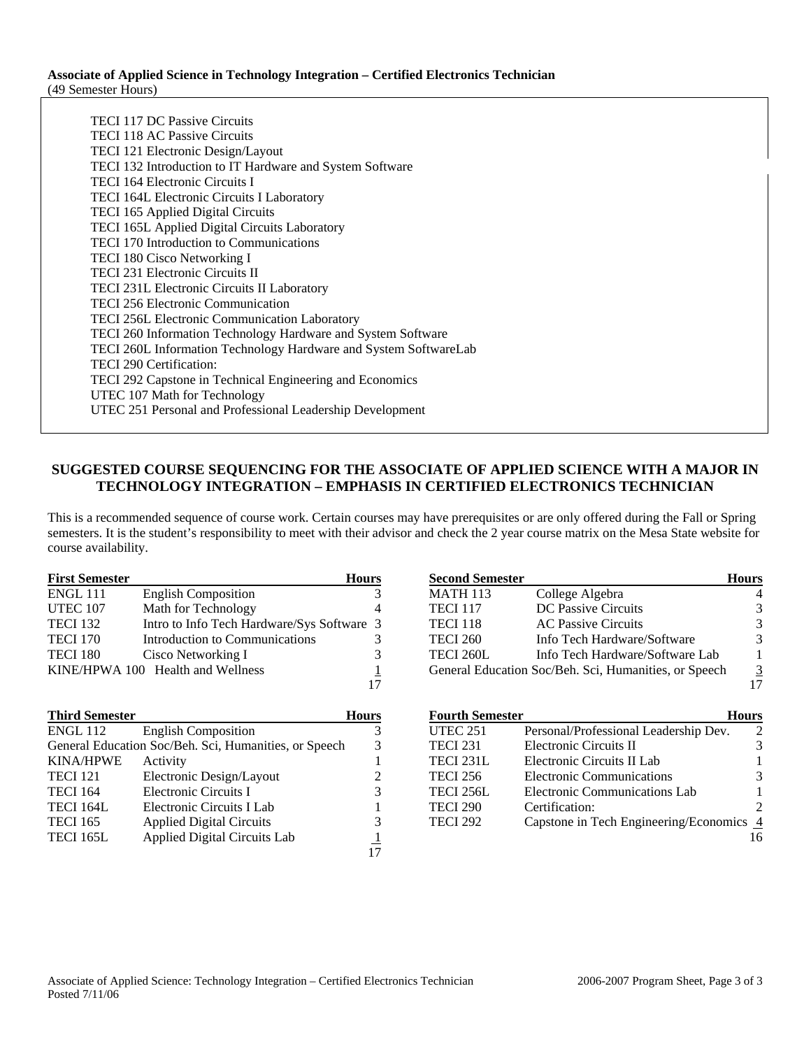**Associate of Applied Science in Technology Integration – Certified Electronics Technician**
(49 Semester Hours)

TECI 117 DC Passive Circuits
TECI 118 AC Passive Circuits
TECI 121 Electronic Design/Layout
TECI 132 Introduction to IT Hardware and System Software
TECI 164 Electronic Circuits I
TECI 164L Electronic Circuits I Laboratory
TECI 165 Applied Digital Circuits
TECI 165L Applied Digital Circuits Laboratory
TECI 170 Introduction to Communications
TECI 180 Cisco Networking I
TECI 231 Electronic Circuits II
TECI 231L Electronic Circuits II Laboratory
TECI 256 Electronic Communication
TECI 256L Electronic Communication Laboratory
TECI 260 Information Technology Hardware and System Software
TECI 260L Information Technology Hardware and System SoftwareLab
TECI 290 Certification:
TECI 292 Capstone in Technical Engineering and Economics
UTEC 107 Math for Technology
UTEC 251 Personal and Professional Leadership Development

## SUGGESTED COURSE SEQUENCING FOR THE ASSOCIATE OF APPLIED SCIENCE WITH A MAJOR IN TECHNOLOGY INTEGRATION – EMPHASIS IN CERTIFIED ELECTRONICS TECHNICIAN

This is a recommended sequence of course work. Certain courses may have prerequisites or are only offered during the Fall or Spring semesters. It is the student's responsibility to meet with their advisor and check the 2 year course matrix on the Mesa State website for course availability.

| First Semester | | Hours |
|---|---|---|
| ENGL 111 | English Composition | 3 |
| UTEC 107 | Math for Technology | 4 |
| TECI 132 | Intro to Info Tech Hardware/Sys Software | 3 |
| TECI 170 | Introduction to Communications | 3 |
| TECI 180 | Cisco Networking I | 3 |
| KINE/HPWA 100 | Health and Wellness | 1 |
| | | 17 |

| Second Semester | | Hours |
|---|---|---|
| MATH 113 | College Algebra | 4 |
| TECI 117 | DC Passive Circuits | 3 |
| TECI 118 | AC Passive Circuits | 3 |
| TECI 260 | Info Tech Hardware/Software | 3 |
| TECI 260L | Info Tech Hardware/Software Lab | 1 |
| General Education Soc/Beh. Sci, Humanities, or Speech | | 3 |
| | | 17 |

| Third Semester | | Hours |
|---|---|---|
| ENGL 112 | English Composition | 3 |
| General Education Soc/Beh. Sci, Humanities, or Speech | | 3 |
| KINA/HPWE | Activity | 1 |
| TECI 121 | Electronic Design/Layout | 2 |
| TECI 164 | Electronic Circuits I | 3 |
| TECI 164L | Electronic Circuits I Lab | 1 |
| TECI 165 | Applied Digital Circuits | 3 |
| TECI 165L | Applied Digital Circuits Lab | 1 |
| | | 17 |

| Fourth Semester | | Hours |
|---|---|---|
| UTEC 251 | Personal/Professional Leadership Dev. | 2 |
| TECI 231 | Electronic Circuits II | 3 |
| TECI 231L | Electronic Circuits II Lab | 1 |
| TECI 256 | Electronic Communications | 3 |
| TECI 256L | Electronic Communications Lab | 1 |
| TECI 290 | Certification: | 2 |
| TECI 292 | Capstone in Tech Engineering/Economics | 4 |
| | | 16 |